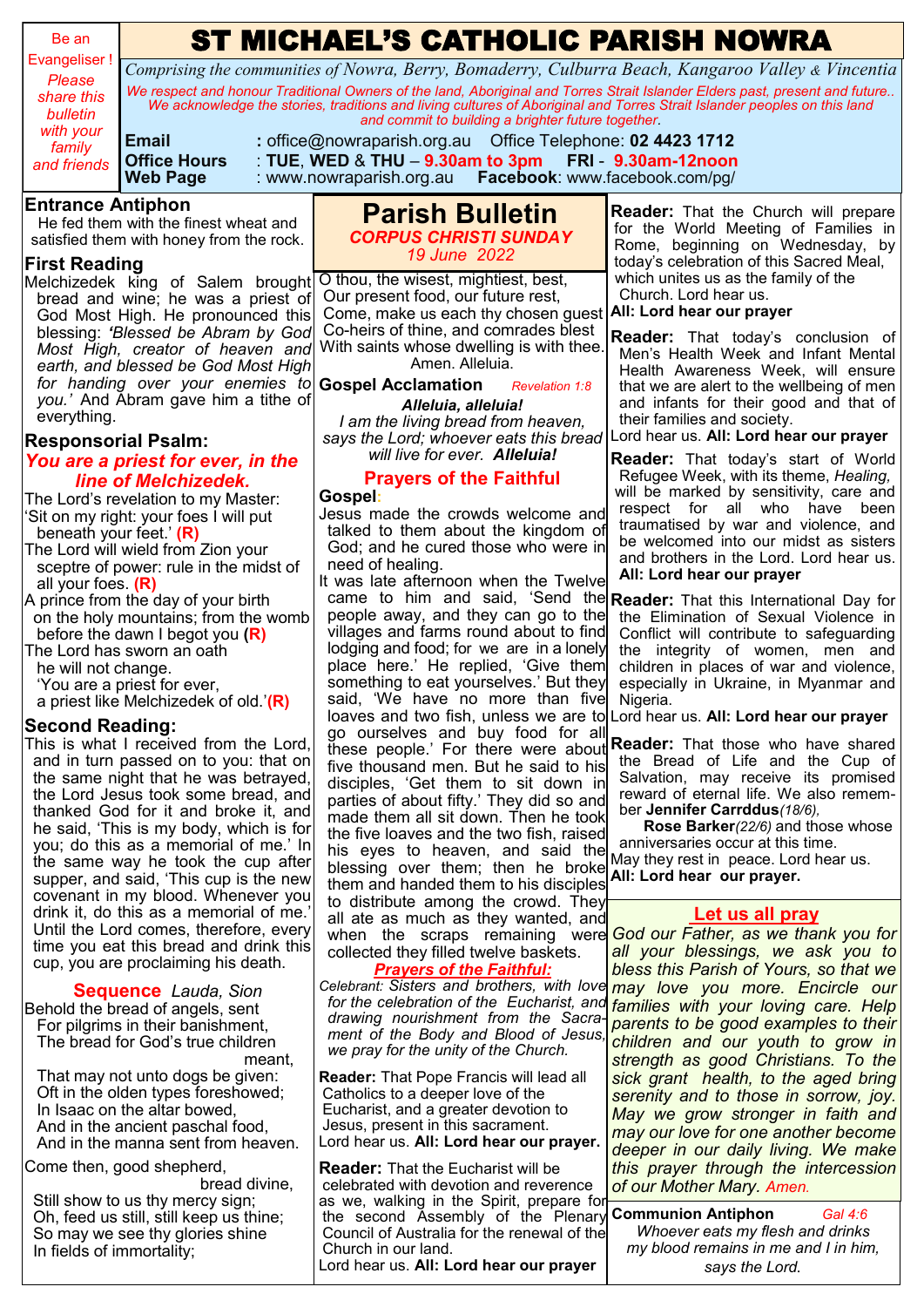Be an Evangeliser ! *Please share this bulletin with your family and friends*

# ST MICHAEL'S CATHOLIC PARISH NOWRA

*Comprising the communities of Nowra, Berry, Bomaderry, Culburra Beach, Kangaroo Valley & Vincentia*

*We respect and honour Traditional Owners of the land, Aboriginal and Torres Strait Islander Elders past, present and future.. We acknowledge the stories, traditions and living cultures of Aboriginal and Torres Strait Islander peoples on this land and commit to building a brighter future together.*

**Email** : office@nowraparish.org.au  Office Telephone: **02 4423 1712**
**Office Hours** : **TUE**, **WED** & **THU** – **9.30am to 3pm**  **FRI** - **9.30am-12noon**
**Web Page** : www.nowraparish.org.au  **Facebook**: www.facebook.com/pg/

## Parish Bulletin

***CORPUS CHRISTI SUNDAY***

*19 June 2022*

### Entrance Antiphon

He fed them with the finest wheat and satisfied them with honey from the rock.

### First Reading

Melchizedek king of Salem brought bread and wine; he was a priest of God Most High. He pronounced this blessing: *'Blessed be Abram by God Most High, creator of heaven and earth, and blessed be God Most High for handing over your enemies to you.'* And Abram gave him a tithe of everything.

### Responsorial Psalm:

***You are a priest for ever, in the line of Melchizedek.***

The Lord's revelation to my Master:
'Sit on my right: your foes I will put
beneath your feet.' **(R)**
The Lord will wield from Zion your
sceptre of power: rule in the midst of
all your foes. **(R)**
A prince from the day of your birth
on the holy mountains; from the womb
before the dawn I begot you **(R)**
The Lord has sworn an oath
he will not change.
'You are a priest for ever,
a priest like Melchizedek of old.'**(R)**

### Second Reading:

This is what I received from the Lord, and in turn passed on to you: that on the same night that he was betrayed, the Lord Jesus took some bread, and thanked God for it and broke it, and he said, 'This is my body, which is for you; do this as a memorial of me.' In the same way he took the cup after supper, and said, 'This cup is the new covenant in my blood. Whenever you drink it, do this as a memorial of me.' Until the Lord comes, therefore, every time you eat this bread and drink this cup, you are proclaiming his death.

### Sequence *Lauda, Sion*

Behold the bread of angels, sent
For pilgrims in their banishment,
The bread for God's true children meant,
That may not unto dogs be given:
Oft in the olden types foreshowed;
In Isaac on the altar bowed,
And in the ancient paschal food,
And in the manna sent from heaven.

Come then, good shepherd, bread divine,
Still show to us thy mercy sign;
Oh, feed us still, still keep us thine;
So may we see thy glories shine
In fields of immortality;

O thou, the wisest, mightiest, best,
Our present food, our future rest,
Come, make us each thy chosen guest
Co-heirs of thine, and comrades blest
With saints whose dwelling is with thee.
Amen. Alleluia.

### Gospel Acclamation *Revelation 1:8*

***Alleluia, alleluia!***
*I am the living bread from heaven, says the Lord; whoever eats this bread will live for ever.* ***Alleluia!***

### Gospel:

Jesus made the crowds welcome and talked to them about the kingdom of God; and he cured those who were in need of healing.

It was late afternoon when the Twelve came to him and said, 'Send the people away, and they can go to the villages and farms round about to find lodging and food; for we are in a lonely place here.' He replied, 'Give them something to eat yourselves.' But they said, 'We have no more than five loaves and two fish, unless we are to go ourselves and buy food for all these people.' For there were about five thousand men. But he said to his disciples, 'Get them to sit down in parties of about fifty.' They did so and made them all sit down. Then he took the five loaves and the two fish, raised his eyes to heaven, and said the blessing over them; then he broke them and handed them to his disciples to distribute among the crowd. They all ate as much as they wanted, and when the scraps remaining were collected they filled twelve baskets.

### Prayers of the Faithful:

*Celebrant: Sisters and brothers, with love for the celebration of the Eucharist, and drawing nourishment from the Sacrament of the Body and Blood of Jesus, we pray for the unity of the Church.*

**Reader:** That Pope Francis will lead all Catholics to a deeper love of the Eucharist, and a greater devotion to Jesus, present in this sacrament.
Lord hear us. **All: Lord hear our prayer.**

**Reader:** That the Eucharist will be celebrated with devotion and reverence as we, walking in the Spirit, prepare for the second Assembly of the Plenary Council of Australia for the renewal of the Church in our land.
Lord hear us. **All: Lord hear our prayer**

**Reader:** That the Church will prepare for the World Meeting of Families in Rome, beginning on Wednesday, by today's celebration of this Sacred Meal, which unites us as the family of the Church. Lord hear us.
**All: Lord hear our prayer**

**Reader:** That today's conclusion of Men's Health Week and Infant Mental Health Awareness Week, will ensure that we are alert to the wellbeing of men and infants for their good and that of their families and society.
Lord hear us. **All: Lord hear our prayer**

**Reader:** That today's start of World Refugee Week, with its theme, *Healing,* will be marked by sensitivity, care and respect for all who have been traumatised by war and violence, and be welcomed into our midst as sisters and brothers in the Lord. Lord hear us.
**All: Lord hear our prayer**

**Reader:** That this International Day for the Elimination of Sexual Violence in Conflict will contribute to safeguarding the integrity of women, men and children in places of war and violence, especially in Ukraine, in Myanmar and Nigeria.
Lord hear us. **All: Lord hear our prayer**

**Reader:** That those who have shared the Bread of Life and the Cup of Salvation, may receive its promised reward of eternal life. We also remember **Jennifer Carrddus***(18/6),* **Rose Barker***(22/6)* and those whose anniversaries occur at this time.
May they rest in peace. Lord hear us.
**All: Lord hear our prayer.**

### Let us all pray

*God our Father, as we thank you for all your blessings, we ask you to bless this Parish of Yours, so that we may love you more. Encircle our families with your loving care. Help parents to be good examples to their children and our youth to grow in strength as good Christians. To the sick grant health, to the aged bring serenity and to those in sorrow, joy. May we grow stronger in faith and may our love for one another become deeper in our daily living. We make this prayer through the intercession of our Mother Mary. Amen.*

### Communion Antiphon *Gal 4:6*

*Whoever eats my flesh and drinks my blood remains in me and I in him, says the Lord.*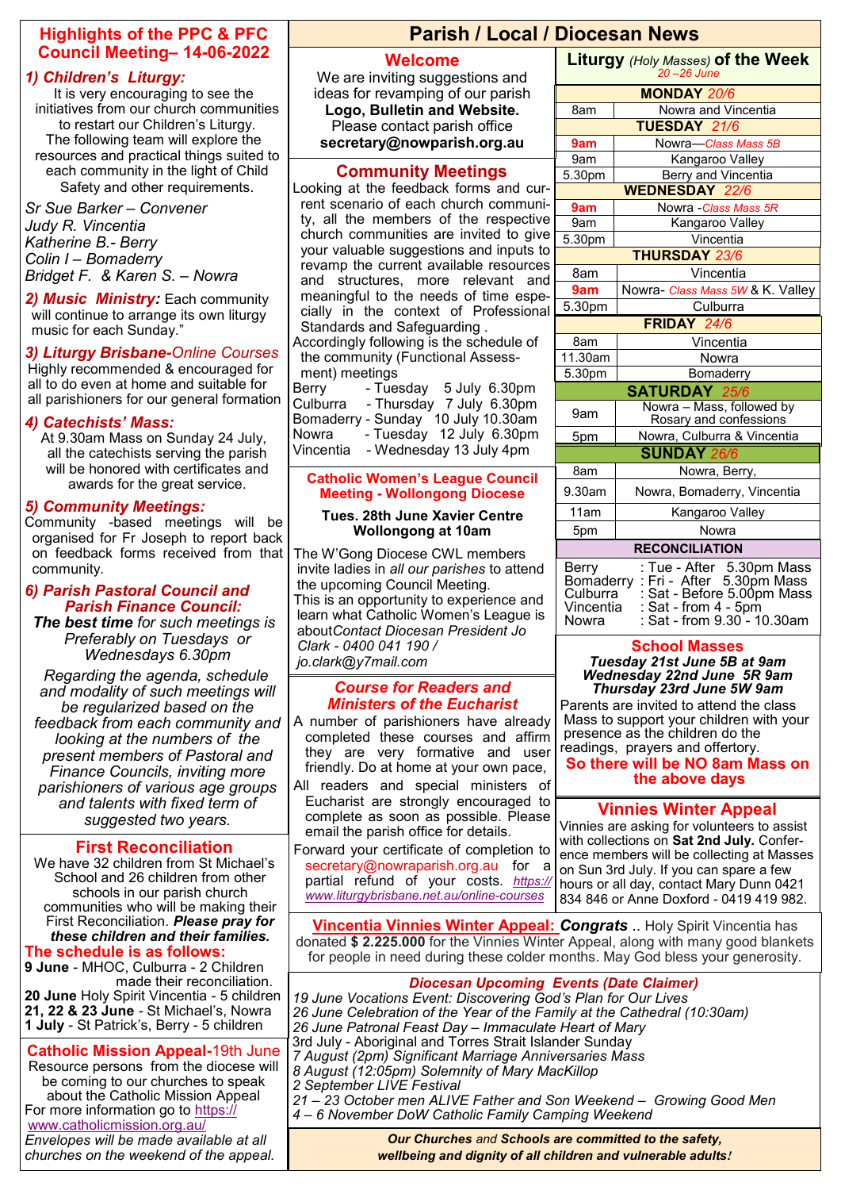## Highlights of the PPC & PFC Council Meeting– 14-06-2022

### *1) Children's Liturgy:*

It is very encouraging to see the initiatives from our church communities to restart our Children's Liturgy. The following team will explore the resources and practical things suited to each community in the light of Child Safety and other requirements.

*Sr Sue Barker – Convener*
*Judy R. Vincentia*
*Katherine B.- Berry*
*Colin I – Bomaderry*
*Bridget F. & Karen S. – Nowra*

***2) Music Ministry:*** Each community will continue to arrange its own liturgy music for each Sunday."

***3) Liturgy Brisbane-*** *Online Courses* Highly recommended & encouraged for all to do even at home and suitable for all parishioners for our general formation

***4) Catechists' Mass:***
At 9.30am Mass on Sunday 24 July, all the catechists serving the parish will be honored with certificates and awards for the great service.

***5) Community Meetings:***
Community -based meetings will be organised for Fr Joseph to report back on feedback forms received from that community.

***6) Parish Pastoral Council and Parish Finance Council:***
***The best time*** *for such meetings is Preferably on Tuesdays or Wednesdays 6.30pm*

*Regarding the agenda, schedule and modality of such meetings will be regularized based on the feedback from each community and looking at the numbers of the present members of Pastoral and Finance Councils, inviting more parishioners of various age groups and talents with fixed term of suggested two years.*

## First Reconciliation

We have 32 children from St Michael's School and 26 children from other schools in our parish church communities who will be making their First Reconciliation. ***Please pray for these children and their families.***

**The schedule is as follows:**

**9 June** - MHOC, Culburra - 2 Children made their reconciliation.
**20 June** Holy Spirit Vincentia - 5 children
**21, 22 & 23 June** - St Michael's, Nowra
**1 July** - St Patrick's, Berry - 5 children

## Catholic Mission Appeal-19th June

Resource persons from the diocese will be coming to our churches to speak about the Catholic Mission Appeal
For more information go to https://www.catholicmission.org.au/
*Envelopes will be made available at all churches on the weekend of the appeal.*

# Parish / Local / Diocesan News

## Welcome

We are inviting suggestions and ideas for revamping of our parish **Logo, Bulletin and Website.** Please contact parish office **secretary@nowparish.org.au**

## Community Meetings

Looking at the feedback forms and current scenario of each church community, all the members of the respective church communities are invited to give your valuable suggestions and inputs to revamp the current available resources and structures, more relevant and meaningful to the needs of time especially in the context of Professional Standards and Safeguarding .
Accordingly following is the schedule of the community (Functional Assessment) meetings

| | | |
|---|---|---|
| Berry | - Tuesday | 5 July 6.30pm |
| Culburra | - Thursday | 7 July 6.30pm |
| Bomaderry | - Sunday | 10 July 10.30am |
| Nowra | - Tuesday | 12 July 6.30pm |
| Vincentia | - Wednesday | 13 July 4pm |

## Catholic Women's League Council Meeting - Wollongong Diocese

**Tues. 28th June Xavier Centre Wollongong at 10am**

The W'Gong Diocese CWL members invite ladies in *all our parishes* to attend the upcoming Council Meeting.
This is an opportunity to experience and learn what Catholic Women's League is about*Contact Diocesan President Jo Clark - 0400 041 190 / jo.clark@y7mail.com*

## *Course for Readers and Ministers of the Eucharist*

A number of parishioners have already completed these courses and affirm they are very formative and user friendly. Do at home at your own pace,
All readers and special ministers of Eucharist are strongly encouraged to complete as soon as possible. Please email the parish office for details.
Forward your certificate of completion to secretary@nowraparish.org.au for a partial refund of your costs. *https://www.liturgybrisbane.net.au/online-courses*

## Liturgy *(Holy Masses)* of the Week
*20 –26 June*

| | |
|---|---|
| **MONDAY** *20/6* | |
| 8am | Nowra and Vincentia |
| **TUESDAY** *21/6* | |
| **9am** | Nowra—*Class Mass 5B* |
| 9am | Kangaroo Valley |
| 5.30pm | Berry and Vincentia |
| **WEDNESDAY** *22/6* | |
| **9am** | Nowra -*Class Mass 5R* |
| 9am | Kangaroo Valley |
| 5.30pm | Vincentia |
| **THURSDAY** *23/6* | |
| 8am | Vincentia |
| **9am** | Nowra- *Class Mass 5W* & K. Valley |
| 5.30pm | Culburra |
| **FRIDAY** *24/6* | |
| 8am | Vincentia |
| 11.30am | Nowra |
| 5.30pm | Bomaderry |
| **SATURDAY** *25/6* | |
| 9am | Nowra – Mass, followed by Rosary and confessions |
| 5pm | Nowra, Culburra & Vincentia |
| **SUNDAY** *26/6* | |
| 8am | Nowra, Berry, |
| 9.30am | Nowra, Bomaderry, Vincentia |
| 11am | Kangaroo Valley |
| 5pm | Nowra |

**RECONCILIATION**

| | |
|---|---|
| Berry | : Tue - After 5.30pm Mass |
| Bomaderry | : Fri - After 5.30pm Mass |
| Culburra | : Sat - Before 5.00pm Mass |
| Vincentia | : Sat - from 4 - 5pm |
| Nowra | : Sat - from 9.30 - 10.30am |

## School Masses

***Tuesday 21st June 5B at 9am***
***Wednesday 22nd June 5R 9am***
***Thursday 23rd June 5W 9am***

Parents are invited to attend the class Mass to support your children with your presence as the children do the readings, prayers and offertory.
**So there will be NO 8am Mass on the above days**

## Vinnies Winter Appeal

Vinnies are asking for volunteers to assist with collections on **Sat 2nd July.** Conference members will be collecting at Masses on Sun 3rd July. If you can spare a few hours or all day, contact Mary Dunn 0421 834 846 or Anne Doxford - 0419 419 982.

**Vincentia Vinnies Winter Appeal:** ***Congrats*** .. Holy Spirit Vincentia has donated **$ 2.225.000** for the Vinnies Winter Appeal, along with many good blankets for people in need during these colder months. May God bless your generosity.

## *Diocesan Upcoming Events (Date Claimer)*

*19 June Vocations Event: Discovering God's Plan for Our Lives*
*26 June Celebration of the Year of the Family at the Cathedral (10:30am)*
*26 June Patronal Feast Day – Immaculate Heart of Mary*
3rd July - Aboriginal and Torres Strait Islander Sunday
*7 August (2pm) Significant Marriage Anniversaries Mass*
*8 August (12:05pm) Solemnity of Mary MacKillop*
*2 September LIVE Festival*
*21 – 23 October men ALIVE Father and Son Weekend – Growing Good Men*
*4 – 6 November DoW Catholic Family Camping Weekend*

***Our Churches** and **Schools are committed to the safety, wellbeing and dignity of all children and vulnerable adults!***